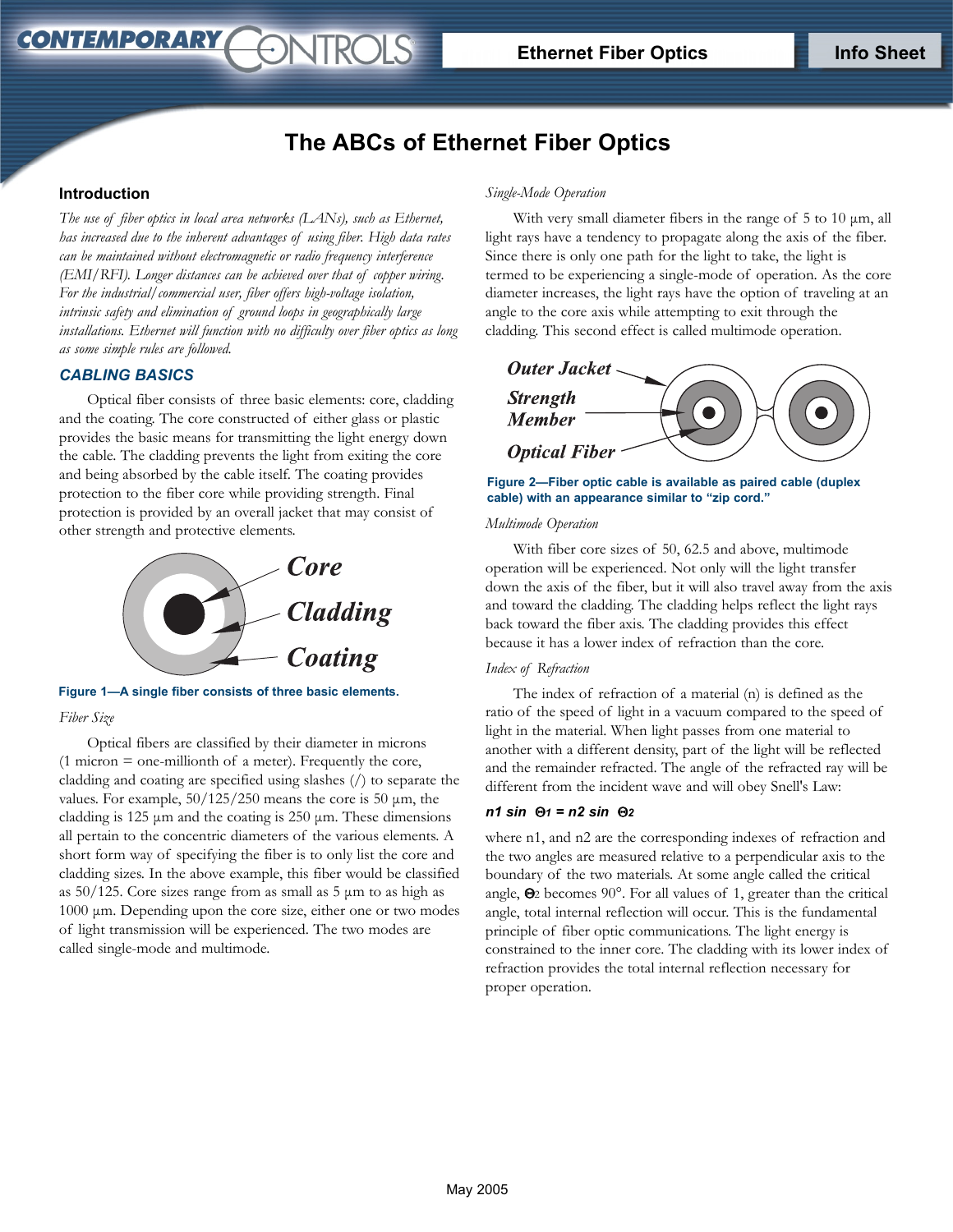# The ABCs of Ethernet Fiber Optics

## Introduction

*The use of fiber optics in local area networks (LANs), such as Ethernet, has increased due to the inherent advantages of using fiber. High data rates can be maintained without electromagnetic or radio frequency interference (EMI/RFI). Longer distances can be achieved over that of copper wiring. For the industrial/commercial user, fiber offers high-voltage isolation, intrinsic safety and elimination of ground loops in geographically large installations. Ethernet will function with no difficulty over fiber optics as long as some simple rules are followed.*

## CABLING BASICS

Optical fiber consists of three basic elements: core, cladding and the coating. The core constructed of either glass or plastic provides the basic means for transmitting the light energy down the cable. The cladding prevents the light from exiting the core and being absorbed by the cable itself. The coating provides protection to the fiber core while providing strength. Final protection is provided by an overall jacket that may consist of other strength and protective elements.

Core

Cladding

Coating

**Figure 1—A single fiber consists of three basic elements.**

*Fiber Size*

Optical fibers are classified by their diameter in microns (1 micron = one-millionth of a meter). Frequently the core, cladding and coating are specified using slashes (/) to separate the values. For example, 50/125/250 means the core is 50 µm, the cladding is 125 µm and the coating is 250 µm. These dimensions all pertain to the concentric diameters of the various elements. A short form way of specifying the fiber is to only list the core and cladding sizes. In the above example, this fiber would be classified as 50/125. Core sizes range from as small as 5 µm to as high as 1000 µm. Depending upon the core size, either one or two modes of light transmission will be experienced. The two modes are called single-mode and multimode.

*Single-Mode Operation*

With very small diameter fibers in the range of 5 to 10 µm, all light rays have a tendency to propagate along the axis of the fiber. Since there is only one path for the light to take, the light is termed to be experiencing a single-mode of operation. As the core diameter increases, the light rays have the option of traveling at an angle to the core axis while attempting to exit through the cladding. This second effect is called multimode operation.

Outer Jacket

Strength Member

Optical Fiber

**Figure 2—Fiber optic cable is available as paired cable (duplex cable) with an appearance similar to "zip cord."**

*Multimode Operation*

With fiber core sizes of 50, 62.5 and above, multimode operation will be experienced. Not only will the light transfer down the axis of the fiber, but it will also travel away from the axis and toward the cladding. The cladding helps reflect the light rays back toward the fiber axis. The cladding provides this effect because it has a lower index of refraction than the core.

*Index of Refraction*

The index of refraction of a material (n) is defined as the ratio of the speed of light in a vacuum compared to the speed of light in the material. When light passes from one material to another with a different density, part of the light will be reflected and the remainder refracted. The angle of the refracted ray will be different from the incident wave and will obey Snell's Law:

$$n_1 \sin \Theta_1 = n_2 \sin \Theta_2$$

where n1, and n2 are the corresponding indexes of refraction and the two angles are measured relative to a perpendicular axis to the boundary of the two materials. At some angle called the critical angle, $\Theta_2$ becomes 90°. For all values of 1, greater than the critical angle, total internal reflection will occur. This is the fundamental principle of fiber optic communications. The light energy is constrained to the inner core. The cladding with its lower index of refraction provides the total internal reflection necessary for proper operation.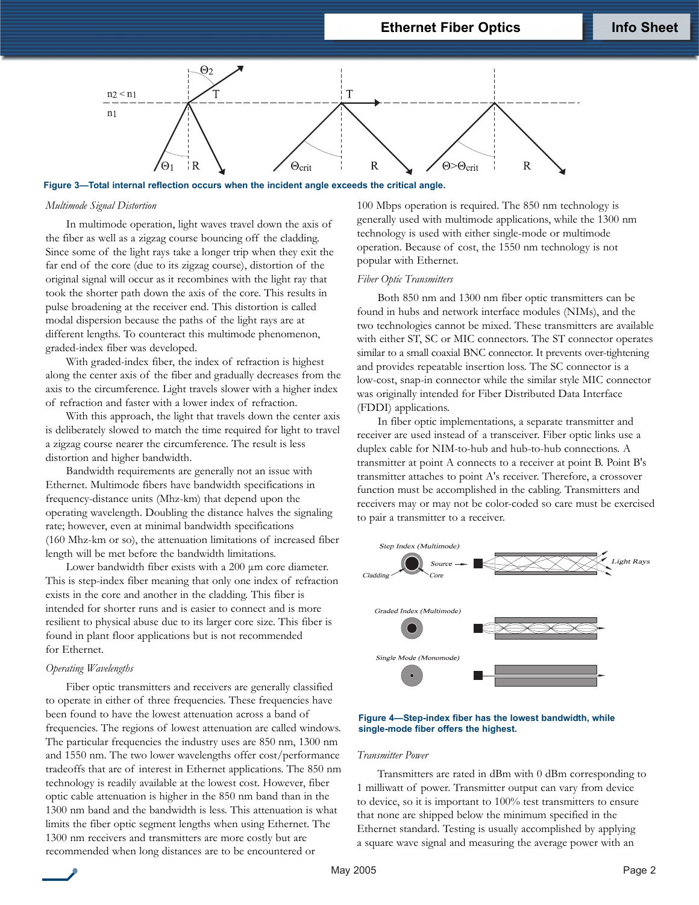**Figure 3—Total internal reflection occurs when the incident angle exceeds the critical angle.**

*Multimode Signal Distortion*

In multimode operation, light waves travel down the axis of the fiber as well as a zigzag course bouncing off the cladding. Since some of the light rays take a longer trip when they exit the far end of the core (due to its zigzag course), distortion of the original signal will occur as it recombines with the light ray that took the shorter path down the axis of the core. This results in pulse broadening at the receiver end. This distortion is called modal dispersion because the paths of the light rays are at different lengths. To counteract this multimode phenomenon, graded-index fiber was developed.

With graded-index fiber, the index of refraction is highest along the center axis of the fiber and gradually decreases from the axis to the circumference. Light travels slower with a higher index of refraction and faster with a lower index of refraction.

With this approach, the light that travels down the center axis is deliberately slowed to match the time required for light to travel a zigzag course nearer the circumference. The result is less distortion and higher bandwidth.

Bandwidth requirements are generally not an issue with Ethernet. Multimode fibers have bandwidth specifications in frequency-distance units (Mhz-km) that depend upon the operating wavelength. Doubling the distance halves the signaling rate; however, even at minimal bandwidth specifications (160 Mhz-km or so), the attenuation limitations of increased fiber length will be met before the bandwidth limitations.

Lower bandwidth fiber exists with a 200 µm core diameter. This is step-index fiber meaning that only one index of refraction exists in the core and another in the cladding. This fiber is intended for shorter runs and is easier to connect and is more resilient to physical abuse due to its larger core size. This fiber is found in plant floor applications but is not recommended for Ethernet.

*Operating Wavelengths*

Fiber optic transmitters and receivers are generally classified to operate in either of three frequencies. These frequencies have been found to have the lowest attenuation across a band of frequencies. The regions of lowest attenuation are called windows. The particular frequencies the industry uses are 850 nm, 1300 nm and 1550 nm. The two lower wavelengths offer cost/performance tradeoffs that are of interest in Ethernet applications. The 850 nm technology is readily available at the lowest cost. However, fiber optic cable attenuation is higher in the 850 nm band than in the 1300 nm band and the bandwidth is less. This attenuation is what limits the fiber optic segment lengths when using Ethernet. The 1300 nm receivers and transmitters are more costly but are recommended when long distances are to be encountered or 100 Mbps operation is required. The 850 nm technology is generally used with multimode applications, while the 1300 nm technology is used with either single-mode or multimode operation. Because of cost, the 1550 nm technology is not popular with Ethernet.

*Fiber Optic Transmitters*

Both 850 nm and 1300 nm fiber optic transmitters can be found in hubs and network interface modules (NIMs), and the two technologies cannot be mixed. These transmitters are available with either ST, SC or MIC connectors. The ST connector operates similar to a small coaxial BNC connector. It prevents over-tightening and provides repeatable insertion loss. The SC connector is a low-cost, snap-in connector while the similar style MIC connector was originally intended for Fiber Distributed Data Interface (FDDI) applications.

In fiber optic implementations, a separate transmitter and receiver are used instead of a transceiver. Fiber optic links use a duplex cable for NIM-to-hub and hub-to-hub connections. A transmitter at point A connects to a receiver at point B. Point B's transmitter attaches to point A's receiver. Therefore, a crossover function must be accomplished in the cabling. Transmitters and receivers may or may not be color-coded so care must be exercised to pair a transmitter to a receiver.

**Figure 4—Step-index fiber has the lowest bandwidth, while single-mode fiber offers the highest.**

*Transmitter Power*

Transmitters are rated in dBm with 0 dBm corresponding to 1 milliwatt of power. Transmitter output can vary from device to device, so it is important to 100% test transmitters to ensure that none are shipped below the minimum specified in the Ethernet standard. Testing is usually accomplished by applying a square wave signal and measuring the average power with an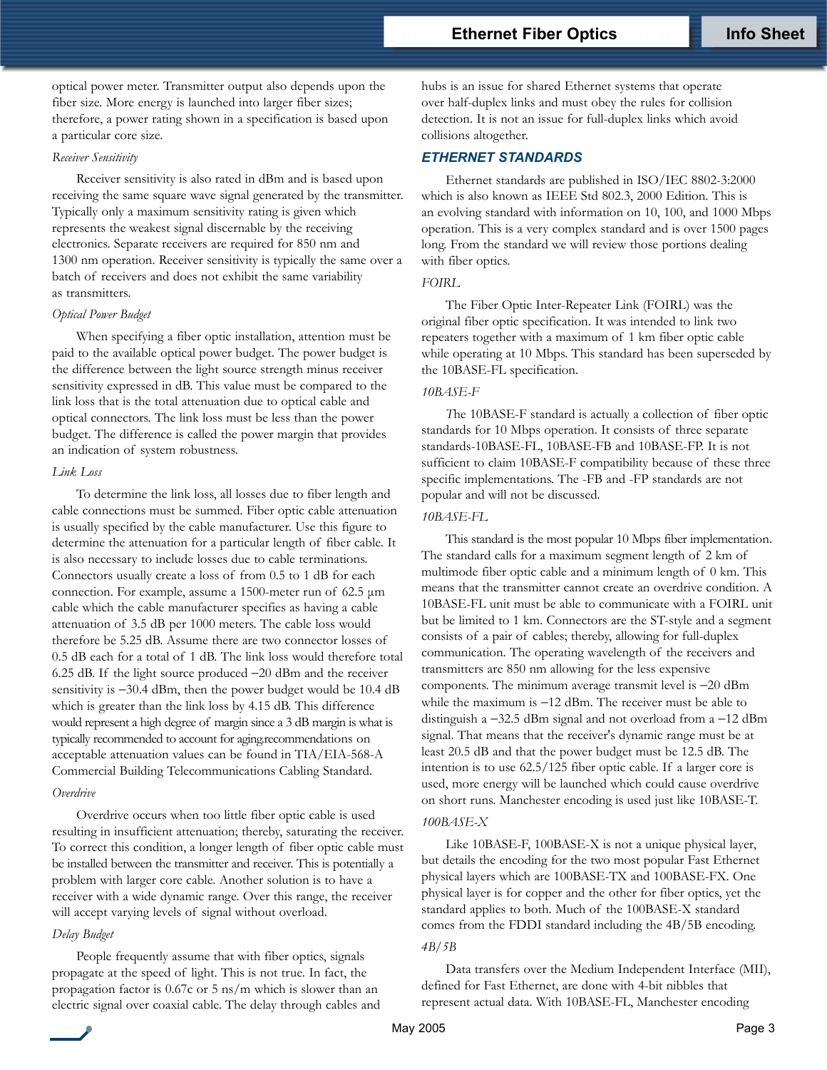optical power meter. Transmitter output also depends upon the fiber size. More energy is launched into larger fiber sizes; therefore, a power rating shown in a specification is based upon a particular core size.

*Receiver Sensitivity*

Receiver sensitivity is also rated in dBm and is based upon receiving the same square wave signal generated by the transmitter. Typically only a maximum sensitivity rating is given which represents the weakest signal discernable by the receiving electronics. Separate receivers are required for 850 nm and 1300 nm operation. Receiver sensitivity is typically the same over a batch of receivers and does not exhibit the same variability as transmitters.

*Optical Power Budget*

When specifying a fiber optic installation, attention must be paid to the available optical power budget. The power budget is the difference between the light source strength minus receiver sensitivity expressed in dB. This value must be compared to the link loss that is the total attenuation due to optical cable and optical connectors. The link loss must be less than the power budget. The difference is called the power margin that provides an indication of system robustness.

*Link Loss*

To determine the link loss, all losses due to fiber length and cable connections must be summed. Fiber optic cable attenuation is usually specified by the cable manufacturer. Use this figure to determine the attenuation for a particular length of fiber cable. It is also necessary to include losses due to cable terminations. Connectors usually create a loss of from 0.5 to 1 dB for each connection. For example, assume a 1500-meter run of 62.5 µm cable which the cable manufacturer specifies as having a cable attenuation of 3.5 dB per 1000 meters. The cable loss would therefore be 5.25 dB. Assume there are two connector losses of 0.5 dB each for a total of 1 dB. The link loss would therefore total 6.25 dB. If the light source produced −20 dBm and the receiver sensitivity is −30.4 dBm, then the power budget would be 10.4 dB which is greater than the link loss by 4.15 dB. This difference would represent a high degree of margin since a 3 dB margin is what is typically recommended to account for aging.recommendations on acceptable attenuation values can be found in TIA/EIA-568-A Commercial Building Telecommunications Cabling Standard.

*Overdrive*

Overdrive occurs when too little fiber optic cable is used resulting in insufficient attenuation; thereby, saturating the receiver. To correct this condition, a longer length of fiber optic cable must be installed between the transmitter and receiver. This is potentially a problem with larger core cable. Another solution is to have a receiver with a wide dynamic range. Over this range, the receiver will accept varying levels of signal without overload.

*Delay Budget*

People frequently assume that with fiber optics, signals propagate at the speed of light. This is not true. In fact, the propagation factor is 0.67c or 5 ns/m which is slower than an electric signal over coaxial cable. The delay through cables and hubs is an issue for shared Ethernet systems that operate over half-duplex links and must obey the rules for collision detection. It is not an issue for full-duplex links which avoid collisions altogether.

## ETHERNET STANDARDS

Ethernet standards are published in ISO/IEC 8802-3:2000 which is also known as IEEE Std 802.3, 2000 Edition. This is an evolving standard with information on 10, 100, and 1000 Mbps operation. This is a very complex standard and is over 1500 pages long. From the standard we will review those portions dealing with fiber optics.

*FOIRL*

The Fiber Optic Inter-Repeater Link (FOIRL) was the original fiber optic specification. It was intended to link two repeaters together with a maximum of 1 km fiber optic cable while operating at 10 Mbps. This standard has been superseded by the 10BASE-FL specification.

*10BASE-F*

The 10BASE-F standard is actually a collection of fiber optic standards for 10 Mbps operation. It consists of three separate standards-10BASE-FL, 10BASE-FB and 10BASE-FP. It is not sufficient to claim 10BASE-F compatibility because of these three specific implementations. The -FB and -FP standards are not popular and will not be discussed.

*10BASE-FL*

This standard is the most popular 10 Mbps fiber implementation. The standard calls for a maximum segment length of 2 km of multimode fiber optic cable and a minimum length of 0 km. This means that the transmitter cannot create an overdrive condition. A 10BASE-FL unit must be able to communicate with a FOIRL unit but be limited to 1 km. Connectors are the ST-style and a segment consists of a pair of cables; thereby, allowing for full-duplex communication. The operating wavelength of the receivers and transmitters are 850 nm allowing for the less expensive components. The minimum average transmit level is −20 dBm while the maximum is −12 dBm. The receiver must be able to distinguish a −32.5 dBm signal and not overload from a −12 dBm signal. That means that the receiver's dynamic range must be at least 20.5 dB and that the power budget must be 12.5 dB. The intention is to use 62.5/125 fiber optic cable. If a larger core is used, more energy will be launched which could cause overdrive on short runs. Manchester encoding is used just like 10BASE-T.

*100BASE-X*

Like 10BASE-F, 100BASE-X is not a unique physical layer, but details the encoding for the two most popular Fast Ethernet physical layers which are 100BASE-TX and 100BASE-FX. One physical layer is for copper and the other for fiber optics, yet the standard applies to both. Much of the 100BASE-X standard comes from the FDDI standard including the 4B/5B encoding.

*4B/5B*

Data transfers over the Medium Independent Interface (MII), defined for Fast Ethernet, are done with 4-bit nibbles that represent actual data. With 10BASE-FL, Manchester encoding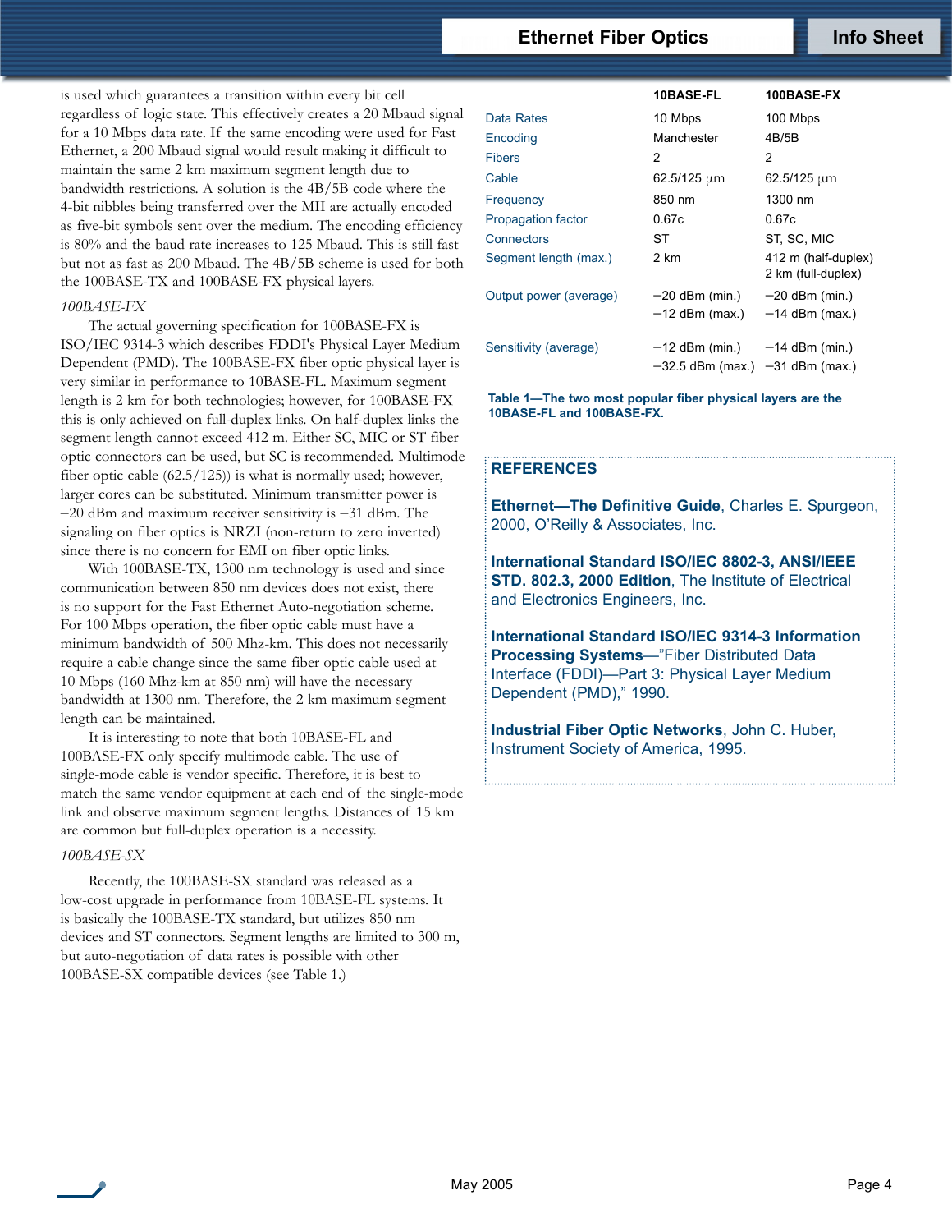is used which guarantees a transition within every bit cell regardless of logic state. This effectively creates a 20 Mbaud signal for a 10 Mbps data rate. If the same encoding were used for Fast Ethernet, a 200 Mbaud signal would result making it difficult to maintain the same 2 km maximum segment length due to bandwidth restrictions. A solution is the 4B/5B code where the 4-bit nibbles being transferred over the MII are actually encoded as five-bit symbols sent over the medium. The encoding efficiency is 80% and the baud rate increases to 125 Mbaud. This is still fast but not as fast as 200 Mbaud. The 4B/5B scheme is used for both the 100BASE-TX and 100BASE-FX physical layers.

*100BASE-FX*

The actual governing specification for 100BASE-FX is ISO/IEC 9314-3 which describes FDDI's Physical Layer Medium Dependent (PMD). The 100BASE-FX fiber optic physical layer is very similar in performance to 10BASE-FL. Maximum segment length is 2 km for both technologies; however, for 100BASE-FX this is only achieved on full-duplex links. On half-duplex links the segment length cannot exceed 412 m. Either SC, MIC or ST fiber optic connectors can be used, but SC is recommended. Multimode fiber optic cable (62.5/125)) is what is normally used; however, larger cores can be substituted. Minimum transmitter power is –20 dBm and maximum receiver sensitivity is –31 dBm. The signaling on fiber optics is NRZI (non-return to zero inverted) since there is no concern for EMI on fiber optic links.

With 100BASE-TX, 1300 nm technology is used and since communication between 850 nm devices does not exist, there is no support for the Fast Ethernet Auto-negotiation scheme. For 100 Mbps operation, the fiber optic cable must have a minimum bandwidth of 500 Mhz-km. This does not necessarily require a cable change since the same fiber optic cable used at 10 Mbps (160 Mhz-km at 850 nm) will have the necessary bandwidth at 1300 nm. Therefore, the 2 km maximum segment length can be maintained.

It is interesting to note that both 10BASE-FL and 100BASE-FX only specify multimode cable. The use of single-mode cable is vendor specific. Therefore, it is best to match the same vendor equipment at each end of the single-mode link and observe maximum segment lengths. Distances of 15 km are common but full-duplex operation is a necessity.

*100BASE-SX*

Recently, the 100BASE-SX standard was released as a low-cost upgrade in performance from 10BASE-FL systems. It is basically the 100BASE-TX standard, but utilizes 850 nm devices and ST connectors. Segment lengths are limited to 300 m, but auto-negotiation of data rates is possible with other 100BASE-SX compatible devices (see Table 1.)

| | 10BASE-FL | 100BASE-FX |
|---|---|---|
| Data Rates | 10 Mbps | 100 Mbps |
| Encoding | Manchester | 4B/5B |
| Fibers | 2 | 2 |
| Cable | 62.5/125 μm | 62.5/125 μm |
| Frequency | 850 nm | 1300 nm |
| Propagation factor | 0.67c | 0.67c |
| Connectors | ST | ST, SC, MIC |
| Segment length (max.) | 2 km | 412 m (half-duplex)<br>2 km (full-duplex) |
| Output power (average) | –20 dBm (min.)<br>–12 dBm (max.) | –20 dBm (min.)<br>–14 dBm (max.) |
| Sensitivity (average) | –12 dBm (min.)<br>–32.5 dBm (max.) | –14 dBm (min.)<br>–31 dBm (max.) |

**Table 1—The two most popular fiber physical layers are the 10BASE-FL and 100BASE-FX.**

## REFERENCES

**Ethernet—The Definitive Guide**, Charles E. Spurgeon, 2000, O'Reilly & Associates, Inc.

**International Standard ISO/IEC 8802-3, ANSI/IEEE STD. 802.3, 2000 Edition**, The Institute of Electrical and Electronics Engineers, Inc.

**International Standard ISO/IEC 9314-3 Information Processing Systems**—"Fiber Distributed Data Interface (FDDI)—Part 3: Physical Layer Medium Dependent (PMD)," 1990.

**Industrial Fiber Optic Networks**, John C. Huber, Instrument Society of America, 1995.